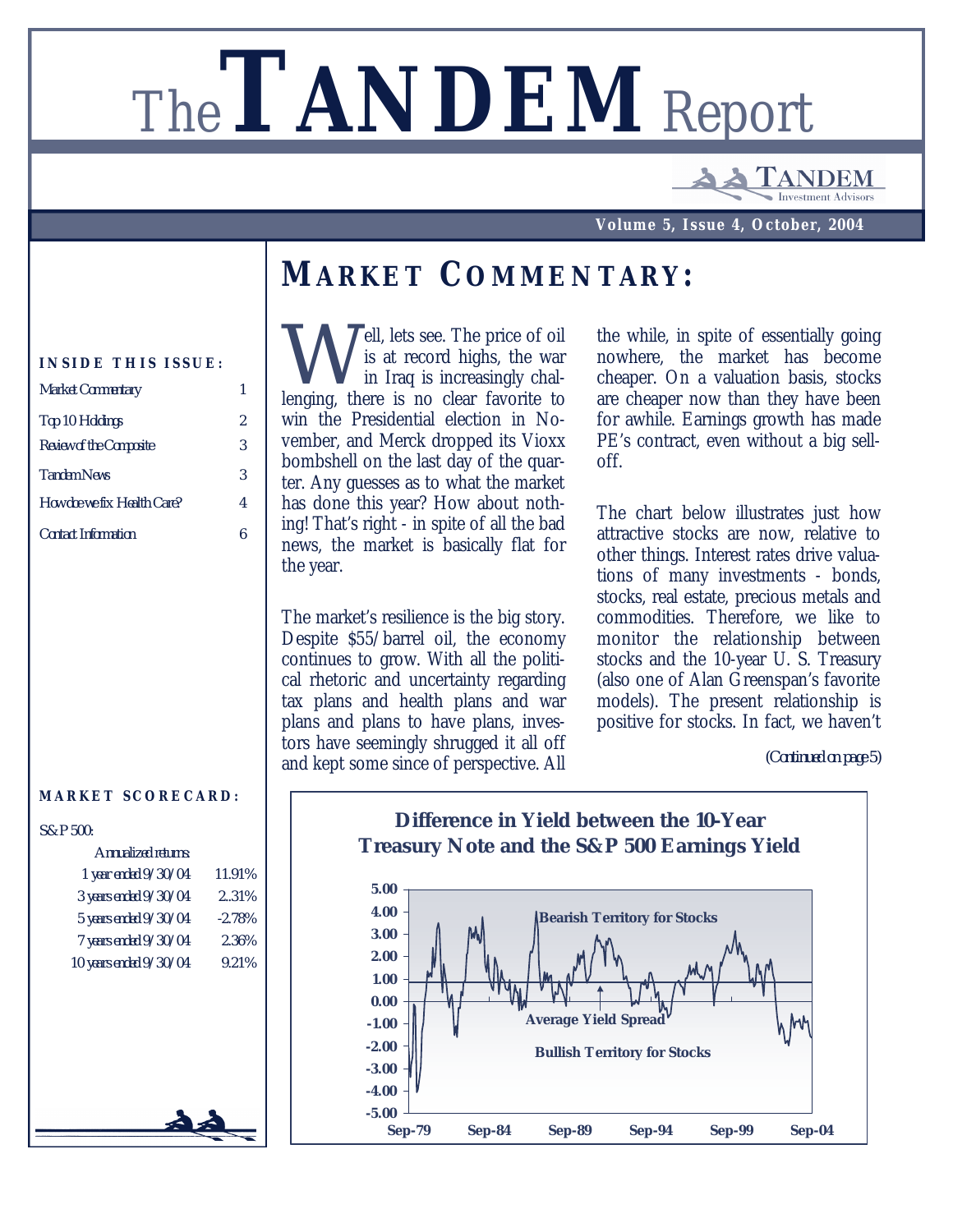# The TANDEM Report

TANDEM Investment Advisors

**Volume 5, Issue 4, October, 2004**

**INSIDE THIS ISSUE:**

| | |
|---|---|
| Market Commentary | 1 |
| Top 10 Holdings | 2 |
| Review of the Composite | 3 |
| Tandem News | 3 |
| How do we fix Health Care? | 4 |
| Contact Information | 6 |

**MARKET SCORECARD:**

S&P 500:

| Annualized returns: | |
|---|---|
| 1 year ended 9/30/04 | 11.91% |
| 3 years ended 9/30/04 | 2..31% |
| 5 years ended 9/30/04 | -2.78% |
| 7 years ended 9/30/04 | 2.36% |
| 10 years ended 9/30/04 | 9.21% |

## MARKET COMMENTARY:

Well, lets see. The price of oil is at record highs, the war in Iraq is increasingly challenging, there is no clear favorite to win the Presidential election in November, and Merck dropped its Vioxx bombshell on the last day of the quarter. Any guesses as to what the market has done this year? How about nothing! That's right - in spite of all the bad news, the market is basically flat for the year.

The market's resilience is the big story. Despite $55/barrel oil, the economy continues to grow. With all the political rhetoric and uncertainty regarding tax plans and health plans and war plans and plans to have plans, investors have seemingly shrugged it all off and kept some since of perspective. All the while, in spite of essentially going nowhere, the market has become cheaper. On a valuation basis, stocks are cheaper now than they have been for awhile. Earnings growth has made PE's contract, even without a big sell-off.

The chart below illustrates just how attractive stocks are now, relative to other things. Interest rates drive valuations of many investments - bonds, stocks, real estate, precious metals and commodities. Therefore, we like to monitor the relationship between stocks and the 10-year U. S. Treasury (also one of Alan Greenspan's favorite models). The present relationship is positive for stocks. In fact, we haven't

*(Continued on page 5)*

**Difference in Yield between the 10-Year Treasury Note and the S&P 500 Earnings Yield**

(Chart: y-axis from -5.00 to 5.00; x-axis Sep-79, Sep-84, Sep-89, Sep-94, Sep-99, Sep-04. Labels: "Bearish Territory for Stocks", "Average Yield Spread", "Bullish Territory for Stocks")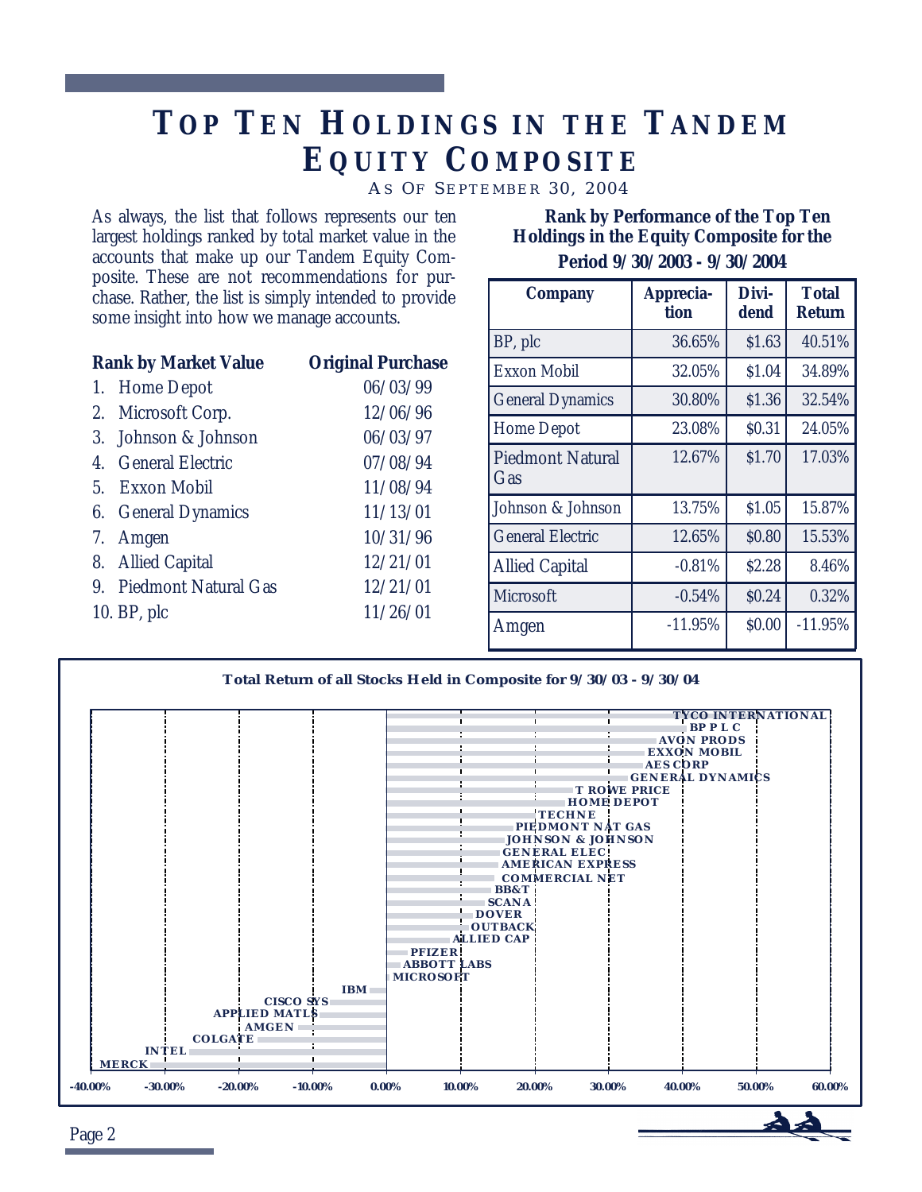# TOP TEN HOLDINGS IN THE TANDEM EQUITY COMPOSITE

AS OF SEPTEMBER 30, 2004

As always, the list that follows represents our ten largest holdings ranked by total market value in the accounts that make up our Tandem Equity Composite. These are not recommendations for purchase. Rather, the list is simply intended to provide some insight into how we manage accounts.

| Rank by Market Value | Original Purchase |
|---|---|
| 1. Home Depot | 06/03/99 |
| 2. Microsoft Corp. | 12/06/96 |
| 3. Johnson & Johnson | 06/03/97 |
| 4. General Electric | 07/08/94 |
| 5. Exxon Mobil | 11/08/94 |
| 6. General Dynamics | 11/13/01 |
| 7. Amgen | 10/31/96 |
| 8. Allied Capital | 12/21/01 |
| 9. Piedmont Natural Gas | 12/21/01 |
| 10. BP, plc | 11/26/01 |

**Rank by Performance of the Top Ten Holdings in the Equity Composite for the Period 9/30/2003 - 9/30/2004**

| Company | Apprecia-tion | Divi-dend | Total Return |
|---|---|---|---|
| BP, plc | 36.65% | $1.63 | 40.51% |
| Exxon Mobil | 32.05% | $1.04 | 34.89% |
| General Dynamics | 30.80% | $1.36 | 32.54% |
| Home Depot | 23.08% | $0.31 | 24.05% |
| Piedmont Natural Gas | 12.67% | $1.70 | 17.03% |
| Johnson & Johnson | 13.75% | $1.05 | 15.87% |
| General Electric | 12.65% | $0.80 | 15.53% |
| Allied Capital | -0.81% | $2.28 | 8.46% |
| Microsoft | -0.54% | $0.24 | 0.32% |
| Amgen | -11.95% | $0.00 | -11.95% |

**Total Return of all Stocks Held in Composite for 9/30/03 - 9/30/04**

TYCO INTERNATIONAL, BP P L C, AVON PRODS, EXXON MOBIL, AES CORP, GENERAL DYNAMICS, T ROWE PRICE, HOME DEPOT, TECHNE, PIEDMONT NAT GAS, JOHNSON & JOHNSON, GENERAL ELEC, AMERICAN EXPRESS, COMMERCIAL NET, BB&T, SCANA, DOVER, OUTBACK, ALLIED CAP, PFIZER, ABBOTT LABS, MICROSOFT, IBM, CISCO SYS, APPLIED MATLS, AMGEN, COLGATE, INTEL, MERCK

-40.00% -30.00% -20.00% -10.00% 0.00% 10.00% 20.00% 30.00% 40.00% 50.00% 60.00%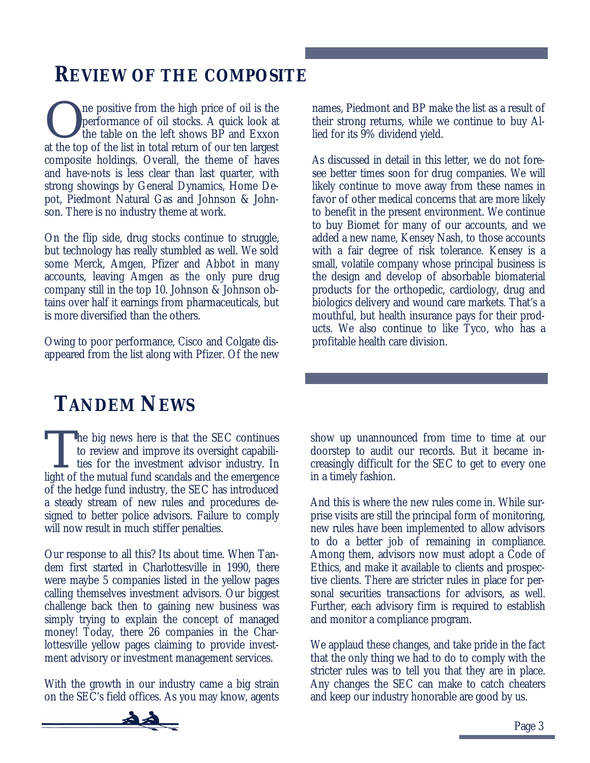## REVIEW OF THE COMPOSITE

One positive from the high price of oil is the performance of oil stocks. A quick look at the table on the left shows BP and Exxon at the top of the list in total return of our ten largest composite holdings. Overall, the theme of haves and have-nots is less clear than last quarter, with strong showings by General Dynamics, Home Depot, Piedmont Natural Gas and Johnson & Johnson. There is no industry theme at work.

On the flip side, drug stocks continue to struggle, but technology has really stumbled as well. We sold some Merck, Amgen, Pfizer and Abbot in many accounts, leaving Amgen as the only pure drug company still in the top 10. Johnson & Johnson obtains over half it earnings from pharmaceuticals, but is more diversified than the others.

Owing to poor performance, Cisco and Colgate disappeared from the list along with Pfizer. Of the new names, Piedmont and BP make the list as a result of their strong returns, while we continue to buy Allied for its 9% dividend yield.

As discussed in detail in this letter, we do not foresee better times soon for drug companies. We will likely continue to move away from these names in favor of other medical concerns that are more likely to benefit in the present environment. We continue to buy Biomet for many of our accounts, and we added a new name, Kensey Nash, to those accounts with a fair degree of risk tolerance. Kensey is a small, volatile company whose principal business is the design and develop of absorbable biomaterial products for the orthopedic, cardiology, drug and biologics delivery and wound care markets. That's a mouthful, but health insurance pays for their products. We also continue to like Tyco, who has a profitable health care division.

## TANDEM NEWS

The big news here is that the SEC continues to review and improve its oversight capabilities for the investment advisor industry. In light of the mutual fund scandals and the emergence of the hedge fund industry, the SEC has introduced a steady stream of new rules and procedures designed to better police advisors. Failure to comply will now result in much stiffer penalties.

Our response to all this? Its about time. When Tandem first started in Charlottesville in 1990, there were maybe 5 companies listed in the yellow pages calling themselves investment advisors. Our biggest challenge back then to gaining new business was simply trying to explain the concept of managed money! Today, there 26 companies in the Charlottesville yellow pages claiming to provide investment advisory or investment management services.

With the growth in our industry came a big strain on the SEC's field offices. As you may know, agents show up unannounced from time to time at our doorstep to audit our records. But it became increasingly difficult for the SEC to get to every one in a timely fashion.

And this is where the new rules come in. While surprise visits are still the principal form of monitoring, new rules have been implemented to allow advisors to do a better job of remaining in compliance. Among them, advisors now must adopt a Code of Ethics, and make it available to clients and prospective clients. There are stricter rules in place for personal securities transactions for advisors, as well. Further, each advisory firm is required to establish and monitor a compliance program.

We applaud these changes, and take pride in the fact that the only thing we had to do to comply with the stricter rules was to tell you that they are in place. Any changes the SEC can make to catch cheaters and keep our industry honorable are good by us.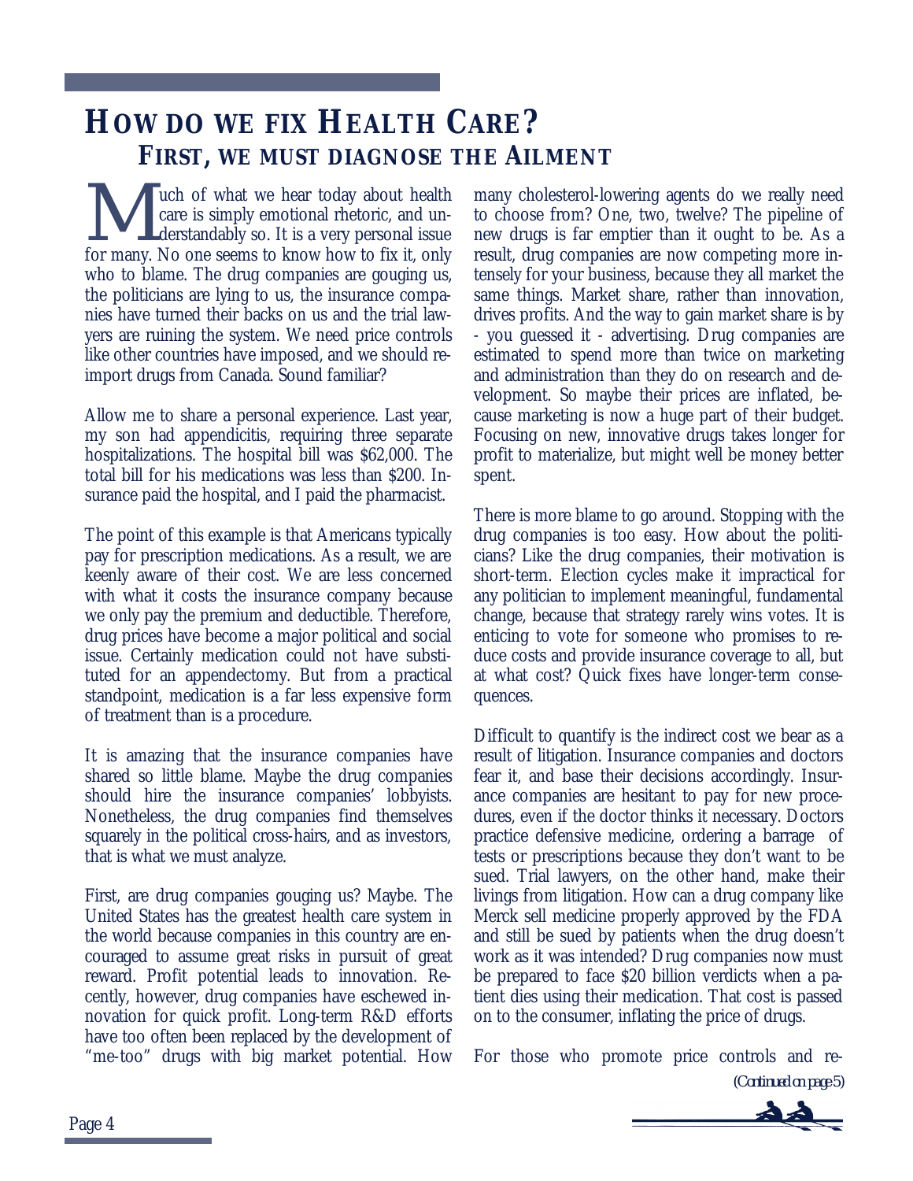# How Do We Fix Health Care?

## First, We Must Diagnose the Ailment

Much of what we hear today about health care is simply emotional rhetoric, and understandably so. It is a very personal issue for many. No one seems to know how to fix it, only who to blame. The drug companies are gouging us, the politicians are lying to us, the insurance companies have turned their backs on us and the trial lawyers are ruining the system. We need price controls like other countries have imposed, and we should re-import drugs from Canada. Sound familiar?

Allow me to share a personal experience. Last year, my son had appendicitis, requiring three separate hospitalizations. The hospital bill was $62,000. The total bill for his medications was less than $200. Insurance paid the hospital, and I paid the pharmacist.

The point of this example is that Americans typically pay for prescription medications. As a result, we are keenly aware of their cost. We are less concerned with what it costs the insurance company because we only pay the premium and deductible. Therefore, drug prices have become a major political and social issue. Certainly medication could not have substituted for an appendectomy. But from a practical standpoint, medication is a far less expensive form of treatment than is a procedure.

It is amazing that the insurance companies have shared so little blame. Maybe the drug companies should hire the insurance companies' lobbyists. Nonetheless, the drug companies find themselves squarely in the political cross-hairs, and as investors, that is what we must analyze.

First, are drug companies gouging us? Maybe. The United States has the greatest health care system in the world because companies in this country are encouraged to assume great risks in pursuit of great reward. Profit potential leads to innovation. Recently, however, drug companies have eschewed innovation for quick profit. Long-term R&D efforts have too often been replaced by the development of "me-too" drugs with big market potential. How many cholesterol-lowering agents do we really need to choose from? One, two, twelve? The pipeline of new drugs is far emptier than it ought to be. As a result, drug companies are now competing more intensely for your business, because they all market the same things. Market share, rather than innovation, drives profits. And the way to gain market share is by - you guessed it - advertising. Drug companies are estimated to spend more than twice on marketing and administration than they do on research and development. So maybe their prices are inflated, because marketing is now a huge part of their budget. Focusing on new, innovative drugs takes longer for profit to materialize, but might well be money better spent.

There is more blame to go around. Stopping with the drug companies is too easy. How about the politicians? Like the drug companies, their motivation is short-term. Election cycles make it impractical for any politician to implement meaningful, fundamental change, because that strategy rarely wins votes. It is enticing to vote for someone who promises to reduce costs and provide insurance coverage to all, but at what cost? Quick fixes have longer-term consequences.

Difficult to quantify is the indirect cost we bear as a result of litigation. Insurance companies and doctors fear it, and base their decisions accordingly. Insurance companies are hesitant to pay for new procedures, even if the doctor thinks it necessary. Doctors practice defensive medicine, ordering a barrage of tests or prescriptions because they don't want to be sued. Trial lawyers, on the other hand, make their livings from litigation. How can a drug company like Merck sell medicine properly approved by the FDA and still be sued by patients when the drug doesn't work as it was intended? Drug companies now must be prepared to face $20 billion verdicts when a patient dies using their medication. That cost is passed on to the consumer, inflating the price of drugs.

For those who promote price controls and re-

*(Continued on page 5)*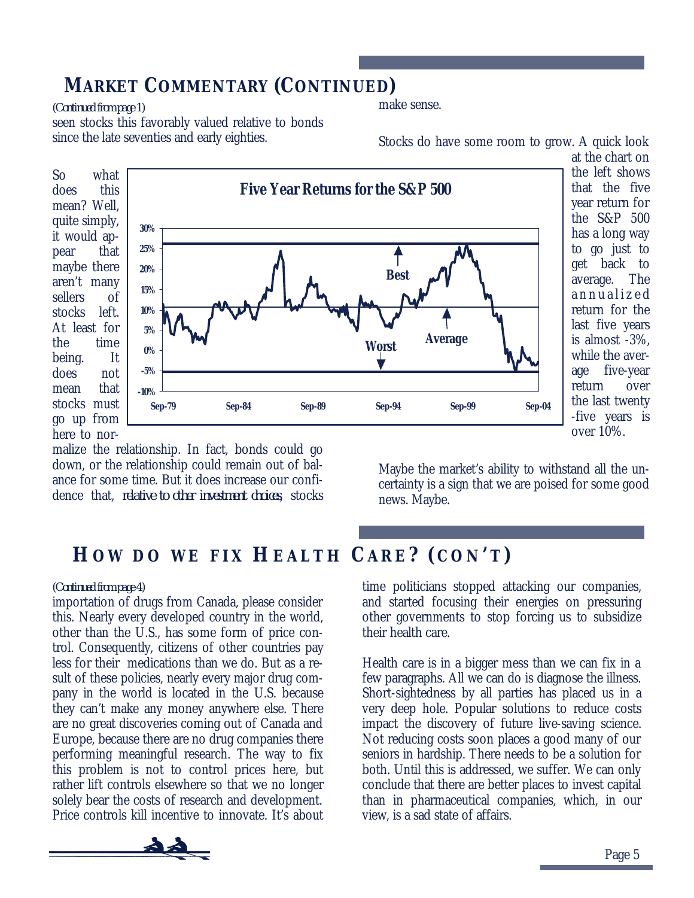## MARKET COMMENTARY (CONTINUED)

*(Continued from page 1)*

seen stocks this favorably valued relative to bonds since the late seventies and early eighties.

So what does this mean? Well, quite simply, it would appear that maybe there aren't many sellers of stocks left. At least for the time being. It does not mean that stocks must go up from here to normalize the relationship. In fact, bonds could go down, or the relationship could remain out of balance for some time. But it does increase our confidence that, *relative to other investment choices*, stocks make sense.

Stocks do have some room to grow. A quick look at the chart on the left shows that the five year return for the S&P 500 has a long way to go just to get back to average. The annualized return for the last five years is almost -3%, while the average five-year return over the last twenty-five years is over 10%.

Maybe the market's ability to withstand all the uncertainty is a sign that we are poised for some good news. Maybe.

## HOW DO WE FIX HEALTH CARE? (CON'T)

*(Continued from page 4)*

importation of drugs from Canada, please consider this. Nearly every developed country in the world, other than the U.S., has some form of price control. Consequently, citizens of other countries pay less for their medications than we do. But as a result of these policies, nearly every major drug company in the world is located in the U.S. because they can't make any money anywhere else. There are no great discoveries coming out of Canada and Europe, because there are no drug companies there performing meaningful research. The way to fix this problem is not to control prices here, but rather lift controls elsewhere so that we no longer solely bear the costs of research and development. Price controls kill incentive to innovate. It's about time politicians stopped attacking our companies, and started focusing their energies on pressuring other governments to stop forcing us to subsidize their health care.

Health care is in a bigger mess than we can fix in a few paragraphs. All we can do is diagnose the illness. Short-sightedness by all parties has placed us in a very deep hole. Popular solutions to reduce costs impact the discovery of future live-saving science. Not reducing costs soon places a good many of our seniors in hardship. There needs to be a solution for both. Until this is addressed, we suffer. We can only conclude that there are better places to invest capital than in pharmaceutical companies, which, in our view, is a sad state of affairs.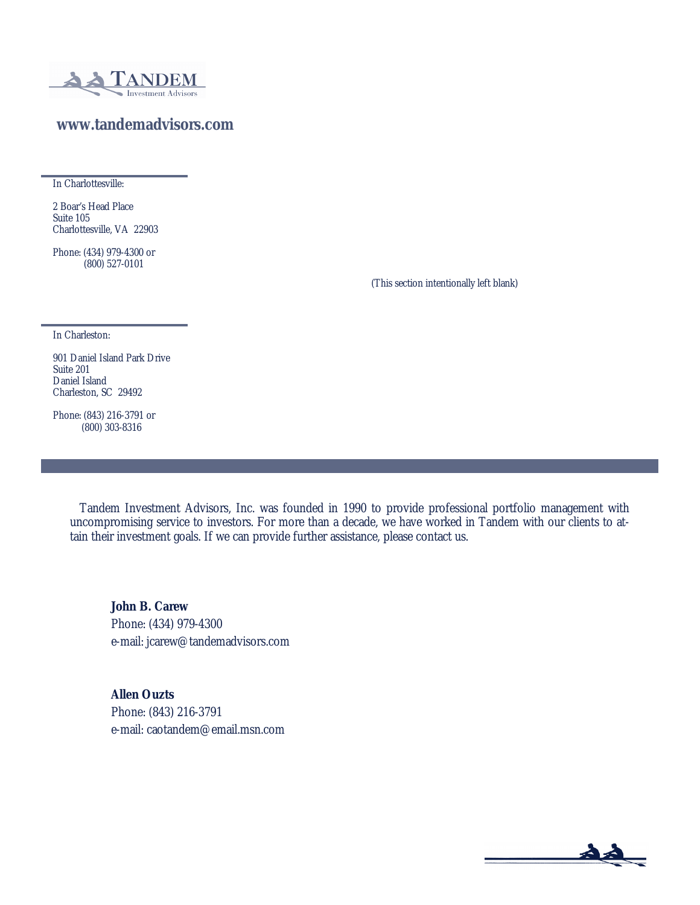TANDEM
Investment Advisors

**www.tandemadvisors.com**

In Charlottesville:

2 Boar's Head Place
Suite 105
Charlottesville, VA 22903

Phone: (434) 979-4300 or
(800) 527-0101

(This section intentionally left blank)

In Charleston:

901 Daniel Island Park Drive
Suite 201
Daniel Island
Charleston, SC 29492

Phone: (843) 216-3791 or
(800) 303-8316

Tandem Investment Advisors, Inc. was founded in 1990 to provide professional portfolio management with uncompromising service to investors. For more than a decade, we have worked in Tandem with our clients to attain their investment goals. If we can provide further assistance, please contact us.

**John B. Carew**
Phone: (434) 979-4300
e-mail: jcarew@tandemadvisors.com

**Allen Ouzts**
Phone: (843) 216-3791
e-mail: caotandem@email.msn.com